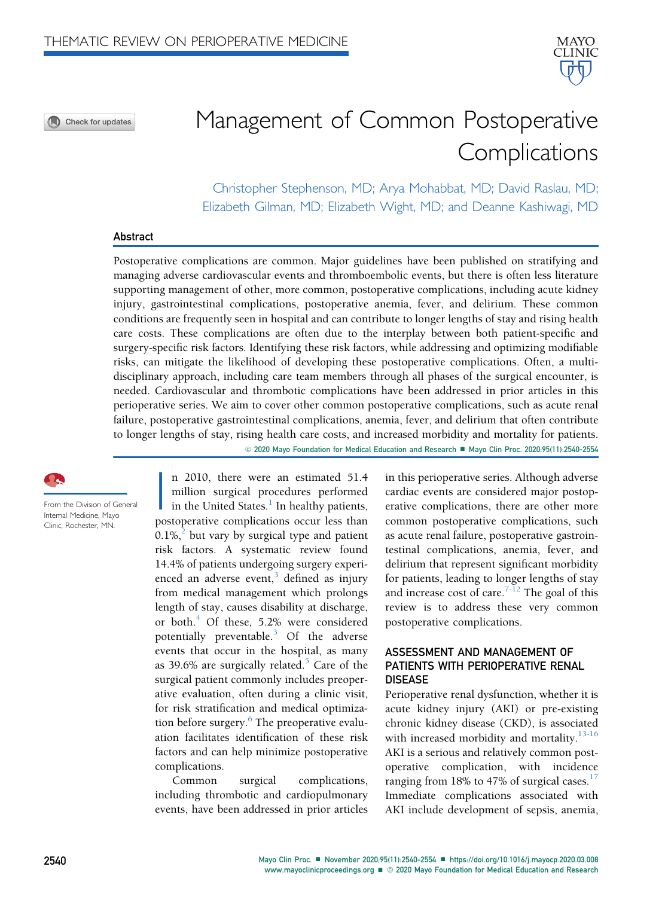THEMATIC REVIEW ON PERIOPERATIVE MEDICINE

# Management of Common Postoperative Complications

Christopher Stephenson, MD; Arya Mohabbat, MD; David Raslau, MD; Elizabeth Gilman, MD; Elizabeth Wight, MD; and Deanne Kashiwagi, MD

## Abstract

Postoperative complications are common. Major guidelines have been published on stratifying and managing adverse cardiovascular events and thromboembolic events, but there is often less literature supporting management of other, more common, postoperative complications, including acute kidney injury, gastrointestinal complications, postoperative anemia, fever, and delirium. These common conditions are frequently seen in hospital and can contribute to longer lengths of stay and rising health care costs. These complications are often due to the interplay between both patient-specific and surgery-specific risk factors. Identifying these risk factors, while addressing and optimizing modifiable risks, can mitigate the likelihood of developing these postoperative complications. Often, a multidisciplinary approach, including care team members through all phases of the surgical encounter, is needed. Cardiovascular and thrombotic complications have been addressed in prior articles in this perioperative series. We aim to cover other common postoperative complications, such as acute renal failure, postoperative gastrointestinal complications, anemia, fever, and delirium that often contribute to longer lengths of stay, rising health care costs, and increased morbidity and mortality for patients.

© 2020 Mayo Foundation for Medical Education and Research ■ Mayo Clin Proc. 2020;95(11):2540-2554

From the Division of General Internal Medicine, Mayo Clinic, Rochester, MN.

In 2010, there were an estimated 51.4 million surgical procedures performed in the United States.[1] In healthy patients, postoperative complications occur less than 0.1%,[2] but vary by surgical type and patient risk factors. A systematic review found 14.4% of patients undergoing surgery experienced an adverse event,[3] defined as injury from medical management which prolongs length of stay, causes disability at discharge, or both.[4] Of these, 5.2% were considered potentially preventable.[3] Of the adverse events that occur in the hospital, as many as 39.6% are surgically related.[5] Care of the surgical patient commonly includes preoperative evaluation, often during a clinic visit, for risk stratification and medical optimization before surgery.[6] The preoperative evaluation facilitates identification of these risk factors and can help minimize postoperative complications.

Common surgical complications, including thrombotic and cardiopulmonary events, have been addressed in prior articles in this perioperative series. Although adverse cardiac events are considered major postoperative complications, there are other more common postoperative complications, such as acute renal failure, postoperative gastrointestinal complications, anemia, fever, and delirium that represent significant morbidity for patients, leading to longer lengths of stay and increase cost of care.[7-12] The goal of this review is to address these very common postoperative complications.

## ASSESSMENT AND MANAGEMENT OF PATIENTS WITH PERIOPERATIVE RENAL DISEASE

Perioperative renal dysfunction, whether it is acute kidney injury (AKI) or pre-existing chronic kidney disease (CKD), is associated with increased morbidity and mortality.[13-16] AKI is a serious and relatively common postoperative complication, with incidence ranging from 18% to 47% of surgical cases.[17] Immediate complications associated with AKI include development of sepsis, anemia,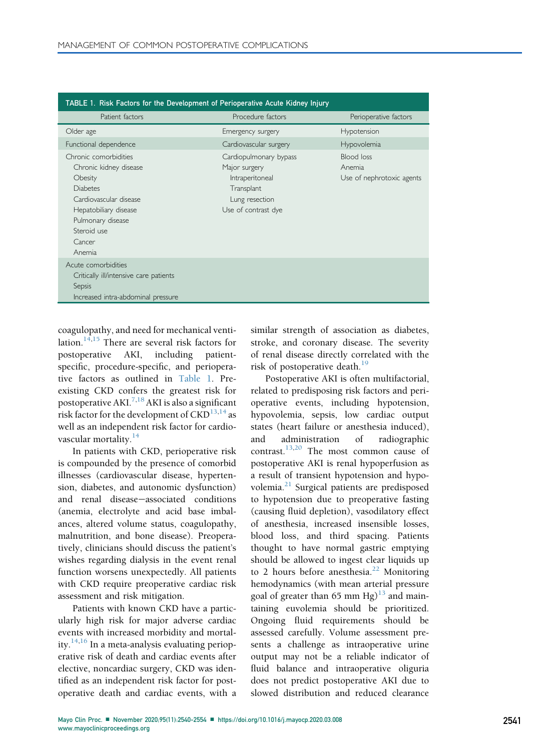**TABLE 1. Risk Factors for the Development of Perioperative Acute Kidney Injury**

| Patient factors | Procedure factors | Perioperative factors |
|---|---|---|
| Older age | Emergency surgery | Hypotension |
| Functional dependence | Cardiovascular surgery | Hypovolemia |
| Chronic comorbidities<br>Chronic kidney disease<br>Obesity<br>Diabetes<br>Cardiovascular disease<br>Hepatobiliary disease<br>Pulmonary disease<br>Steroid use<br>Cancer<br>Anemia | Cardiopulmonary bypass<br>Major surgery<br>Intraperitoneal<br>Transplant<br>Lung resection<br>Use of contrast dye | Blood loss<br>Anemia<br>Use of nephrotoxic agents |
| Acute comorbidities<br>Critically ill/intensive care patients<br>Sepsis<br>Increased intra-abdominal pressure | | |

coagulopathy, and need for mechanical ventilation.[14,15] There are several risk factors for postoperative AKI, including patient-specific, procedure-specific, and perioperative factors as outlined in Table 1. Preexisting CKD confers the greatest risk for postoperative AKI.[7,18] AKI is also a significant risk factor for the development of CKD[13,14] as well as an independent risk factor for cardiovascular mortality.[14]

In patients with CKD, perioperative risk is compounded by the presence of comorbid illnesses (cardiovascular disease, hypertension, diabetes, and autonomic dysfunction) and renal disease−associated conditions (anemia, electrolyte and acid base imbalances, altered volume status, coagulopathy, malnutrition, and bone disease). Preoperatively, clinicians should discuss the patient's wishes regarding dialysis in the event renal function worsens unexpectedly. All patients with CKD require preoperative cardiac risk assessment and risk mitigation.

Patients with known CKD have a particularly high risk for major adverse cardiac events with increased morbidity and mortality.[14,16] In a meta-analysis evaluating perioperative risk of death and cardiac events after elective, noncardiac surgery, CKD was identified as an independent risk factor for postoperative death and cardiac events, with a similar strength of association as diabetes, stroke, and coronary disease. The severity of renal disease directly correlated with the risk of postoperative death.[19]

Postoperative AKI is often multifactorial, related to predisposing risk factors and perioperative events, including hypotension, hypovolemia, sepsis, low cardiac output states (heart failure or anesthesia induced), and administration of radiographic contrast.[13,20] The most common cause of postoperative AKI is renal hypoperfusion as a result of transient hypotension and hypovolemia.[21] Surgical patients are predisposed to hypotension due to preoperative fasting (causing fluid depletion), vasodilatory effect of anesthesia, increased insensible losses, blood loss, and third spacing. Patients thought to have normal gastric emptying should be allowed to ingest clear liquids up to 2 hours before anesthesia.[22] Monitoring hemodynamics (with mean arterial pressure goal of greater than 65 mm Hg)[13] and maintaining euvolemia should be prioritized. Ongoing fluid requirements should be assessed carefully. Volume assessment presents a challenge as intraoperative urine output may not be a reliable indicator of fluid balance and intraoperative oliguria does not predict postoperative AKI due to slowed distribution and reduced clearance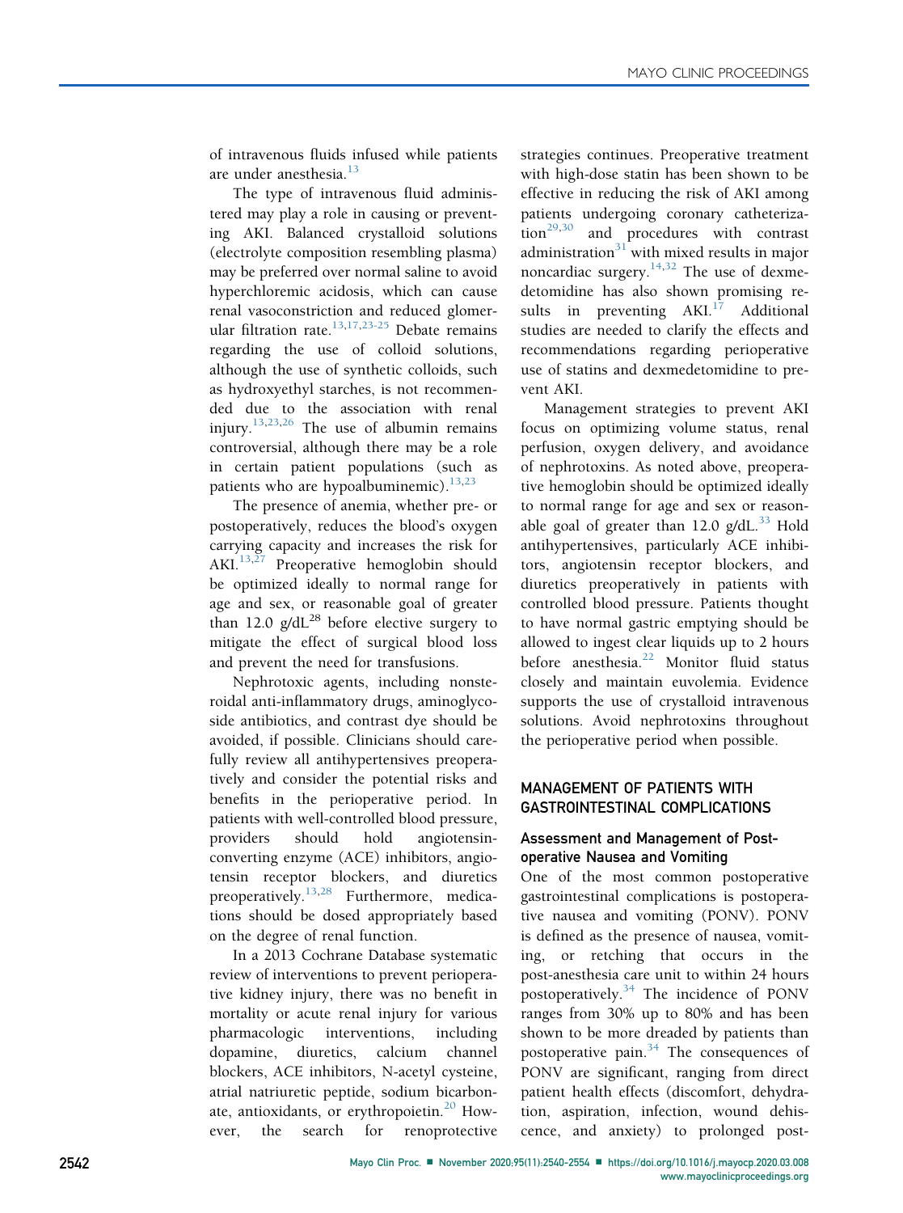of intravenous fluids infused while patients are under anesthesia.[13]

The type of intravenous fluid administered may play a role in causing or preventing AKI. Balanced crystalloid solutions (electrolyte composition resembling plasma) may be preferred over normal saline to avoid hyperchloremic acidosis, which can cause renal vasoconstriction and reduced glomerular filtration rate.[13,17,23-25] Debate remains regarding the use of colloid solutions, although the use of synthetic colloids, such as hydroxyethyl starches, is not recommended due to the association with renal injury.[13,23,26] The use of albumin remains controversial, although there may be a role in certain patient populations (such as patients who are hypoalbuminemic).[13,23]

The presence of anemia, whether pre- or postoperatively, reduces the blood's oxygen carrying capacity and increases the risk for AKI.[13,27] Preoperative hemoglobin should be optimized ideally to normal range for age and sex, or reasonable goal of greater than 12.0 g/dL[28] before elective surgery to mitigate the effect of surgical blood loss and prevent the need for transfusions.

Nephrotoxic agents, including nonsteroidal anti-inflammatory drugs, aminoglycoside antibiotics, and contrast dye should be avoided, if possible. Clinicians should carefully review all antihypertensives preoperatively and consider the potential risks and benefits in the perioperative period. In patients with well-controlled blood pressure, providers should hold angiotensin-converting enzyme (ACE) inhibitors, angiotensin receptor blockers, and diuretics preoperatively.[13,28] Furthermore, medications should be dosed appropriately based on the degree of renal function.

In a 2013 Cochrane Database systematic review of interventions to prevent perioperative kidney injury, there was no benefit in mortality or acute renal injury for various pharmacologic interventions, including dopamine, diuretics, calcium channel blockers, ACE inhibitors, N-acetyl cysteine, atrial natriuretic peptide, sodium bicarbonate, antioxidants, or erythropoietin.[20] However, the search for renoprotective strategies continues. Preoperative treatment with high-dose statin has been shown to be effective in reducing the risk of AKI among patients undergoing coronary catheterization[29,30] and procedures with contrast administration[31] with mixed results in major noncardiac surgery.[14,32] The use of dexmedetomidine has also shown promising results in preventing AKI.[17] Additional studies are needed to clarify the effects and recommendations regarding perioperative use of statins and dexmedetomidine to prevent AKI.

Management strategies to prevent AKI focus on optimizing volume status, renal perfusion, oxygen delivery, and avoidance of nephrotoxins. As noted above, preoperative hemoglobin should be optimized ideally to normal range for age and sex or reasonable goal of greater than 12.0 g/dL.[33] Hold antihypertensives, particularly ACE inhibitors, angiotensin receptor blockers, and diuretics preoperatively in patients with controlled blood pressure. Patients thought to have normal gastric emptying should be allowed to ingest clear liquids up to 2 hours before anesthesia.[22] Monitor fluid status closely and maintain euvolemia. Evidence supports the use of crystalloid intravenous solutions. Avoid nephrotoxins throughout the perioperative period when possible.

## MANAGEMENT OF PATIENTS WITH GASTROINTESTINAL COMPLICATIONS

### Assessment and Management of Postoperative Nausea and Vomiting

One of the most common postoperative gastrointestinal complications is postoperative nausea and vomiting (PONV). PONV is defined as the presence of nausea, vomiting, or retching that occurs in the post-anesthesia care unit to within 24 hours postoperatively.[34] The incidence of PONV ranges from 30% up to 80% and has been shown to be more dreaded by patients than postoperative pain.[34] The consequences of PONV are significant, ranging from direct patient health effects (discomfort, dehydration, aspiration, infection, wound dehiscence, and anxiety) to prolonged post-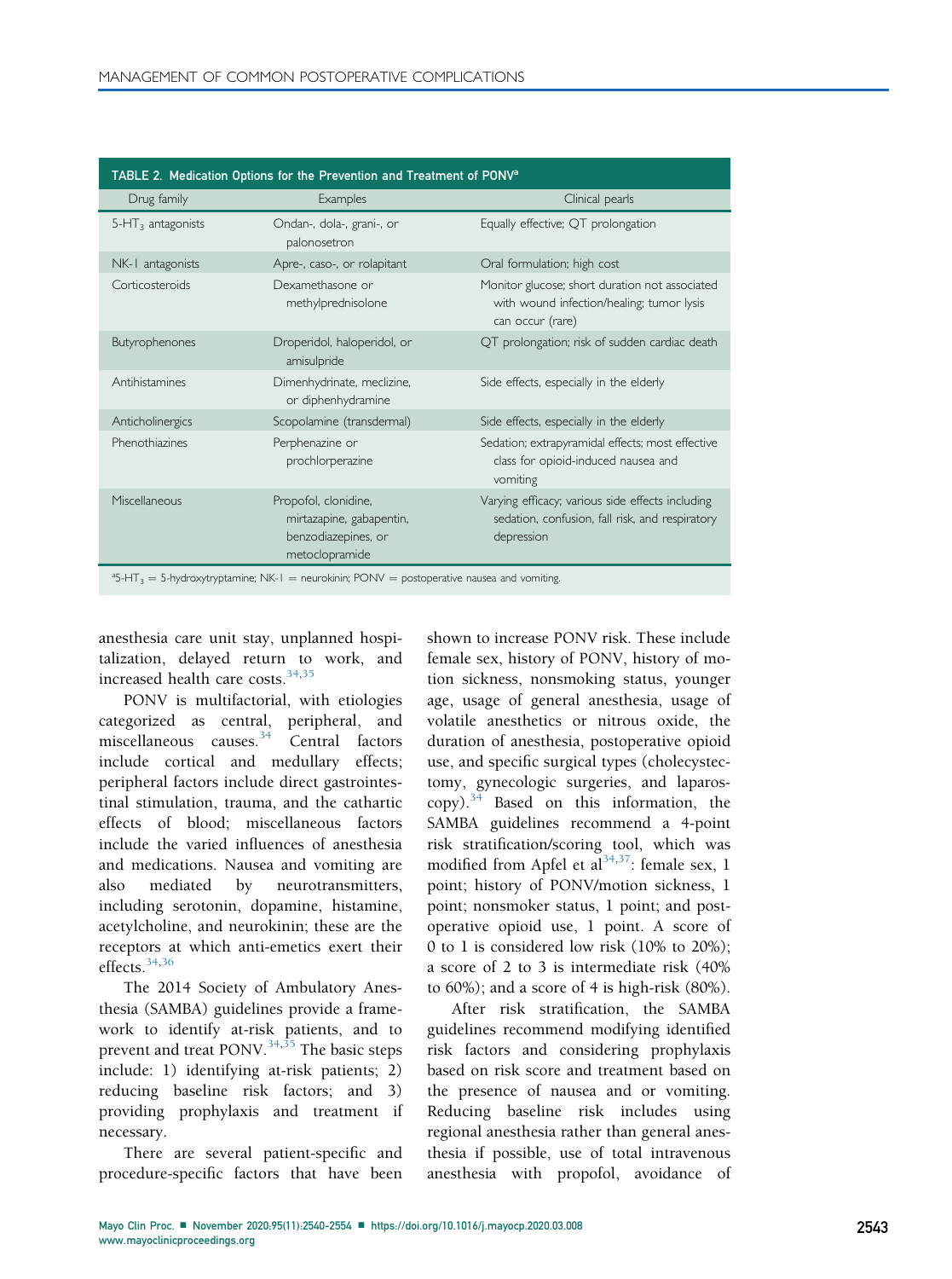TABLE 2. Medication Options for the Prevention and Treatment of PONV[a]

| Drug family | Examples | Clinical pearls |
| --- | --- | --- |
| $5\text{-}HT_3$ antagonists | Ondan-, dola-, grani-, or palonosetron | Equally effective; QT prolongation |
| NK-1 antagonists | Apre-, caso-, or rolapitant | Oral formulation; high cost |
| Corticosteroids | Dexamethasone or methylprednisolone | Monitor glucose; short duration not associated with wound infection/healing; tumor lysis can occur (rare) |
| Butyrophenones | Droperidol, haloperidol, or amisulpride | QT prolongation; risk of sudden cardiac death |
| Antihistamines | Dimenhydrinate, meclizine, or diphenhydramine | Side effects, especially in the elderly |
| Anticholinergics | Scopolamine (transdermal) | Side effects, especially in the elderly |
| Phenothiazines | Perphenazine or prochlorperazine | Sedation; extrapyramidal effects; most effective class for opioid-induced nausea and vomiting |
| Miscellaneous | Propofol, clonidine, mirtazapine, gabapentin, benzodiazepines, or metoclopramide | Varying efficacy; various side effects including sedation, confusion, fall risk, and respiratory depression |

[a]$5\text{-}HT_3$ = 5-hydroxytryptamine; NK-1 = neurokinin; PONV = postoperative nausea and vomiting.

anesthesia care unit stay, unplanned hospitalization, delayed return to work, and increased health care costs.[34,35]

PONV is multifactorial, with etiologies categorized as central, peripheral, and miscellaneous causes.[34] Central factors include cortical and medullary effects; peripheral factors include direct gastrointestinal stimulation, trauma, and the cathartic effects of blood; miscellaneous factors include the varied influences of anesthesia and medications. Nausea and vomiting are also mediated by neurotransmitters, including serotonin, dopamine, histamine, acetylcholine, and neurokinin; these are the receptors at which anti-emetics exert their effects.[34,36]

The 2014 Society of Ambulatory Anesthesia (SAMBA) guidelines provide a framework to identify at-risk patients, and to prevent and treat PONV.[34,35] The basic steps include: 1) identifying at-risk patients; 2) reducing baseline risk factors; and 3) providing prophylaxis and treatment if necessary.

There are several patient-specific and procedure-specific factors that have been shown to increase PONV risk. These include female sex, history of PONV, history of motion sickness, nonsmoking status, younger age, usage of general anesthesia, usage of volatile anesthetics or nitrous oxide, the duration of anesthesia, postoperative opioid use, and specific surgical types (cholecystectomy, gynecologic surgeries, and laparoscopy).[34] Based on this information, the SAMBA guidelines recommend a 4-point risk stratification/scoring tool, which was modified from Apfel et al[34,37]: female sex, 1 point; history of PONV/motion sickness, 1 point; nonsmoker status, 1 point; and postoperative opioid use, 1 point. A score of 0 to 1 is considered low risk (10% to 20%); a score of 2 to 3 is intermediate risk (40% to 60%); and a score of 4 is high-risk (80%).

After risk stratification, the SAMBA guidelines recommend modifying identified risk factors and considering prophylaxis based on risk score and treatment based on the presence of nausea and or vomiting. Reducing baseline risk includes using regional anesthesia rather than general anesthesia if possible, use of total intravenous anesthesia with propofol, avoidance of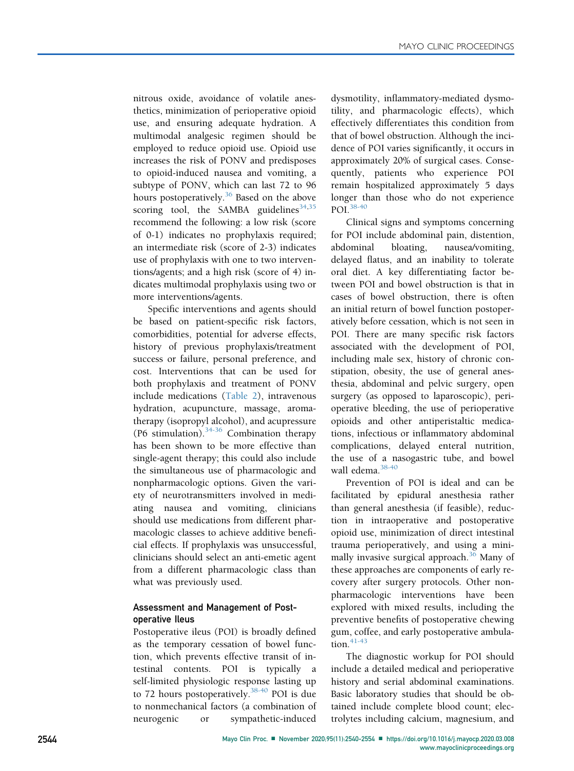nitrous oxide, avoidance of volatile anesthetics, minimization of perioperative opioid use, and ensuring adequate hydration. A multimodal analgesic regimen should be employed to reduce opioid use. Opioid use increases the risk of PONV and predisposes to opioid-induced nausea and vomiting, a subtype of PONV, which can last 72 to 96 hours postoperatively.[36] Based on the above scoring tool, the SAMBA guidelines[34,35] recommend the following: a low risk (score of 0-1) indicates no prophylaxis required; an intermediate risk (score of 2-3) indicates use of prophylaxis with one to two interventions/agents; and a high risk (score of 4) indicates multimodal prophylaxis using two or more interventions/agents.

Specific interventions and agents should be based on patient-specific risk factors, comorbidities, potential for adverse effects, history of previous prophylaxis/treatment success or failure, personal preference, and cost. Interventions that can be used for both prophylaxis and treatment of PONV include medications (Table 2), intravenous hydration, acupuncture, massage, aromatherapy (isopropyl alcohol), and acupressure (P6 stimulation).[34-36] Combination therapy has been shown to be more effective than single-agent therapy; this could also include the simultaneous use of pharmacologic and nonpharmacologic options. Given the variety of neurotransmitters involved in mediating nausea and vomiting, clinicians should use medications from different pharmacologic classes to achieve additive beneficial effects. If prophylaxis was unsuccessful, clinicians should select an anti-emetic agent from a different pharmacologic class than what was previously used.

### Assessment and Management of Postoperative Ileus

Postoperative ileus (POI) is broadly defined as the temporary cessation of bowel function, which prevents effective transit of intestinal contents. POI is typically a self-limited physiologic response lasting up to 72 hours postoperatively.[38-40] POI is due to nonmechanical factors (a combination of neurogenic or sympathetic-induced dysmotility, inflammatory-mediated dysmotility, and pharmacologic effects), which effectively differentiates this condition from that of bowel obstruction. Although the incidence of POI varies significantly, it occurs in approximately 20% of surgical cases. Consequently, patients who experience POI remain hospitalized approximately 5 days longer than those who do not experience POI.[38-40]

Clinical signs and symptoms concerning for POI include abdominal pain, distention, abdominal bloating, nausea/vomiting, delayed flatus, and an inability to tolerate oral diet. A key differentiating factor between POI and bowel obstruction is that in cases of bowel obstruction, there is often an initial return of bowel function postoperatively before cessation, which is not seen in POI. There are many specific risk factors associated with the development of POI, including male sex, history of chronic constipation, obesity, the use of general anesthesia, abdominal and pelvic surgery, open surgery (as opposed to laparoscopic), perioperative bleeding, the use of perioperative opioids and other antiperistaltic medications, infectious or inflammatory abdominal complications, delayed enteral nutrition, the use of a nasogastric tube, and bowel wall edema.[38-40]

Prevention of POI is ideal and can be facilitated by epidural anesthesia rather than general anesthesia (if feasible), reduction in intraoperative and postoperative opioid use, minimization of direct intestinal trauma perioperatively, and using a minimally invasive surgical approach.[36] Many of these approaches are components of early recovery after surgery protocols. Other nonpharmacologic interventions have been explored with mixed results, including the preventive benefits of postoperative chewing gum, coffee, and early postoperative ambulation.[41-43]

The diagnostic workup for POI should include a detailed medical and perioperative history and serial abdominal examinations. Basic laboratory studies that should be obtained include complete blood count; electrolytes including calcium, magnesium, and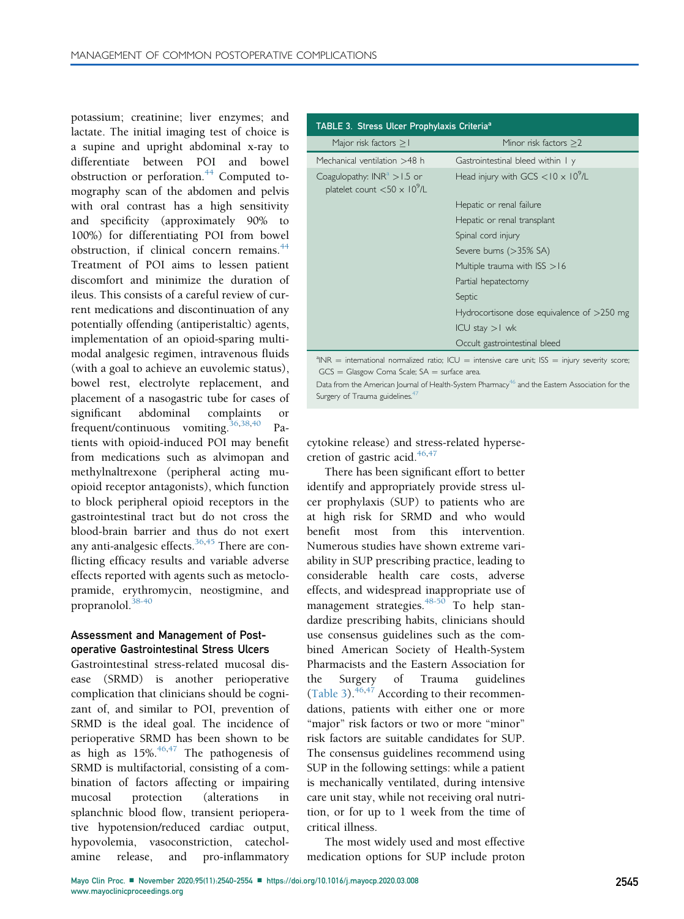potassium; creatinine; liver enzymes; and lactate. The initial imaging test of choice is a supine and upright abdominal x-ray to differentiate between POI and bowel obstruction or perforation.[44] Computed tomography scan of the abdomen and pelvis with oral contrast has a high sensitivity and specificity (approximately 90% to 100%) for differentiating POI from bowel obstruction, if clinical concern remains.[44] Treatment of POI aims to lessen patient discomfort and minimize the duration of ileus. This consists of a careful review of current medications and discontinuation of any potentially offending (antiperistaltic) agents, implementation of an opioid-sparing multimodal analgesic regimen, intravenous fluids (with a goal to achieve an euvolemic status), bowel rest, electrolyte replacement, and placement of a nasogastric tube for cases of significant abdominal complaints or frequent/continuous vomiting.[36,38,40] Patients with opioid-induced POI may benefit from medications such as alvimopan and methylnaltrexone (peripheral acting mu-opioid receptor antagonists), which function to block peripheral opioid receptors in the gastrointestinal tract but do not cross the blood-brain barrier and thus do not exert any anti-analgesic effects.[36,45] There are conflicting efficacy results and variable adverse effects reported with agents such as metoclopramide, erythromycin, neostigmine, and propranolol.[38-40]

## Assessment and Management of Postoperative Gastrointestinal Stress Ulcers

Gastrointestinal stress-related mucosal disease (SRMD) is another perioperative complication that clinicians should be cognizant of, and similar to POI, prevention of SRMD is the ideal goal. The incidence of perioperative SRMD has been shown to be as high as 15%.[46,47] The pathogenesis of SRMD is multifactorial, consisting of a combination of factors affecting or impairing mucosal protection (alterations in splanchnic blood flow, transient perioperative hypotension/reduced cardiac output, hypovolemia, vasoconstriction, catecholamine release, and pro-inflammatory cytokine release) and stress-related hypersecretion of gastric acid.[46,47]

**TABLE 3. Stress Ulcer Prophylaxis Criteria[a]**

| Major risk factors ≥1 | Minor risk factors ≥2 |
|---|---|
| Mechanical ventilation >48 h | Gastrointestinal bleed within 1 y |
| Coagulopathy: INR[a] >1.5 or platelet count $<50 \times 10^9$/L | Head injury with GCS $<10 \times 10^9$/L |
| | Hepatic or renal failure |
| | Hepatic or renal transplant |
| | Spinal cord injury |
| | Severe burns (>35% SA) |
| | Multiple trauma with ISS >16 |
| | Partial hepatectomy |
| | Septic |
| | Hydrocortisone dose equivalence of >250 mg |
| | ICU stay >1 wk |
| | Occult gastrointestinal bleed |

[a]INR = international normalized ratio; ICU = intensive care unit; ISS = injury severity score; GCS = Glasgow Coma Scale; SA = surface area.
Data from the American Journal of Health-System Pharmacy[46] and the Eastern Association for the Surgery of Trauma guidelines.[47]

There has been significant effort to better identify and appropriately provide stress ulcer prophylaxis (SUP) to patients who are at high risk for SRMD and who would benefit most from this intervention. Numerous studies have shown extreme variability in SUP prescribing practice, leading to considerable health care costs, adverse effects, and widespread inappropriate use of management strategies.[48-50] To help standardize prescribing habits, clinicians should use consensus guidelines such as the combined American Society of Health-System Pharmacists and the Eastern Association for the Surgery of Trauma guidelines (Table 3).[46,47] According to their recommendations, patients with either one or more "major" risk factors or two or more "minor" risk factors are suitable candidates for SUP. The consensus guidelines recommend using SUP in the following settings: while a patient is mechanically ventilated, during intensive care unit stay, while not receiving oral nutrition, or for up to 1 week from the time of critical illness.

The most widely used and most effective medication options for SUP include proton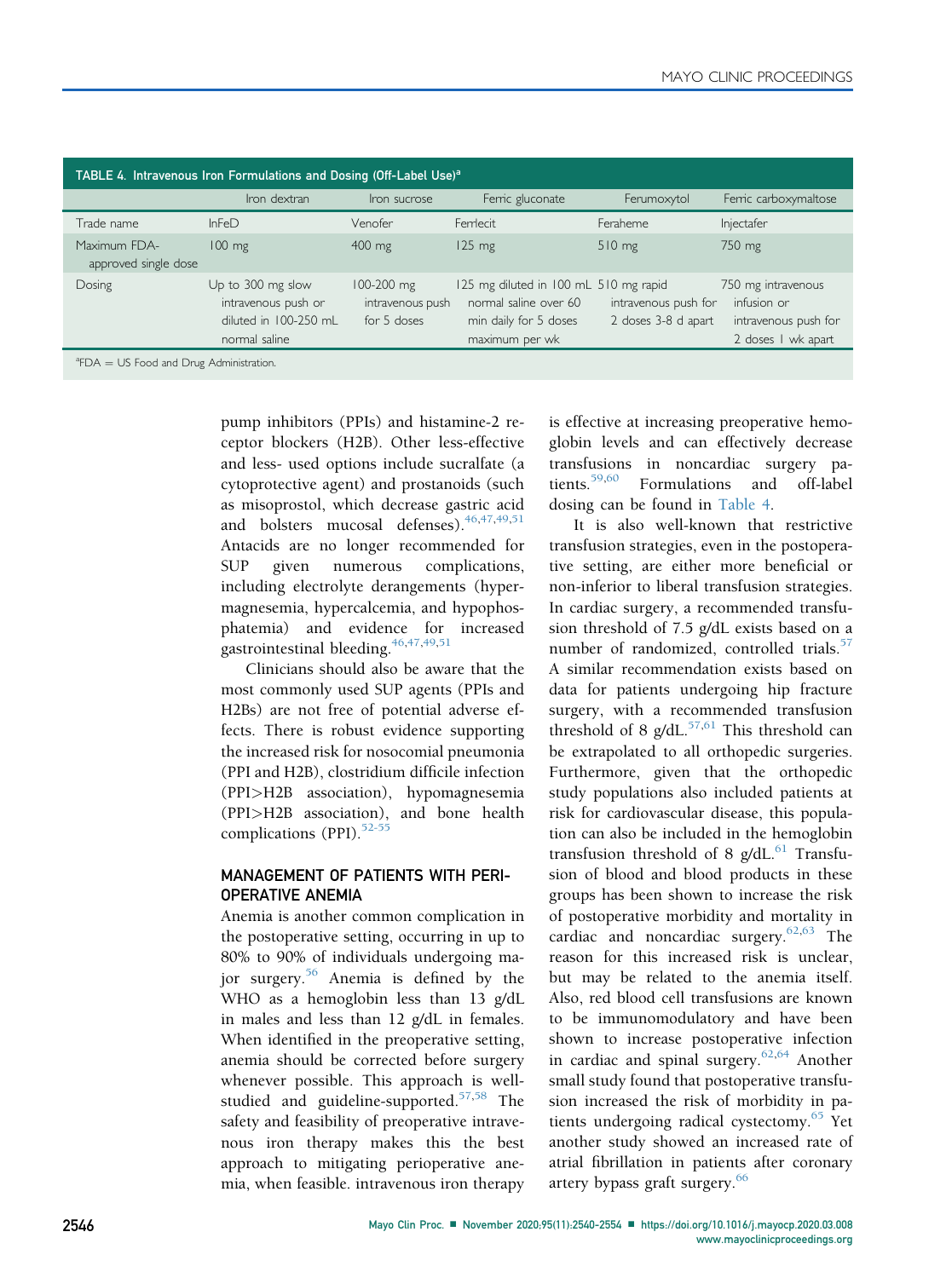TABLE 4. Intravenous Iron Formulations and Dosing (Off-Label Use)[a]

| | Iron dextran | Iron sucrose | Ferric gluconate | Ferumoxytol | Ferric carboxymaltose |
|---|---|---|---|---|---|
| Trade name | InFeD | Venofer | Ferrlecit | Feraheme | Injectafer |
| Maximum FDA-approved single dose | 100 mg | 400 mg | 125 mg | 510 mg | 750 mg |
| Dosing | Up to 300 mg slow intravenous push or diluted in 100-250 mL normal saline | 100-200 mg intravenous push for 5 doses | 125 mg diluted in 100 mL normal saline over 60 min daily for 5 doses maximum per wk | 510 mg rapid intravenous push for 2 doses 3-8 d apart | 750 mg intravenous infusion or intravenous push for 2 doses 1 wk apart |

[a]FDA = US Food and Drug Administration.

pump inhibitors (PPIs) and histamine-2 receptor blockers (H2B). Other less-effective and less- used options include sucralfate (a cytoprotective agent) and prostanoids (such as misoprostol, which decrease gastric acid and bolsters mucosal defenses).[46,47,49,51] Antacids are no longer recommended for SUP given numerous complications, including electrolyte derangements (hypermagnesemia, hypercalcemia, and hypophosphatemia) and evidence for increased gastrointestinal bleeding.[46,47,49,51]

Clinicians should also be aware that the most commonly used SUP agents (PPIs and H2Bs) are not free of potential adverse effects. There is robust evidence supporting the increased risk for nosocomial pneumonia (PPI and H2B), clostridium difficile infection (PPI>H2B association), hypomagnesemia (PPI>H2B association), and bone health complications (PPI).[52-55]

## MANAGEMENT OF PATIENTS WITH PERIOPERATIVE ANEMIA

Anemia is another common complication in the postoperative setting, occurring in up to 80% to 90% of individuals undergoing major surgery.[56] Anemia is defined by the WHO as a hemoglobin less than 13 g/dL in males and less than 12 g/dL in females. When identified in the preoperative setting, anemia should be corrected before surgery whenever possible. This approach is well-studied and guideline-supported.[57,58] The safety and feasibility of preoperative intravenous iron therapy makes this the best approach to mitigating perioperative anemia, when feasible. intravenous iron therapy is effective at increasing preoperative hemoglobin levels and can effectively decrease transfusions in noncardiac surgery patients.[59,60] Formulations and off-label dosing can be found in Table 4.

It is also well-known that restrictive transfusion strategies, even in the postoperative setting, are either more beneficial or non-inferior to liberal transfusion strategies. In cardiac surgery, a recommended transfusion threshold of 7.5 g/dL exists based on a number of randomized, controlled trials.[57] A similar recommendation exists based on data for patients undergoing hip fracture surgery, with a recommended transfusion threshold of 8 g/dL.[57,61] This threshold can be extrapolated to all orthopedic surgeries. Furthermore, given that the orthopedic study populations also included patients at risk for cardiovascular disease, this population can also be included in the hemoglobin transfusion threshold of 8 g/dL.[61] Transfusion of blood and blood products in these groups has been shown to increase the risk of postoperative morbidity and mortality in cardiac and noncardiac surgery.[62,63] The reason for this increased risk is unclear, but may be related to the anemia itself. Also, red blood cell transfusions are known to be immunomodulatory and have been shown to increase postoperative infection in cardiac and spinal surgery.[62,64] Another small study found that postoperative transfusion increased the risk of morbidity in patients undergoing radical cystectomy.[65] Yet another study showed an increased rate of atrial fibrillation in patients after coronary artery bypass graft surgery.[66]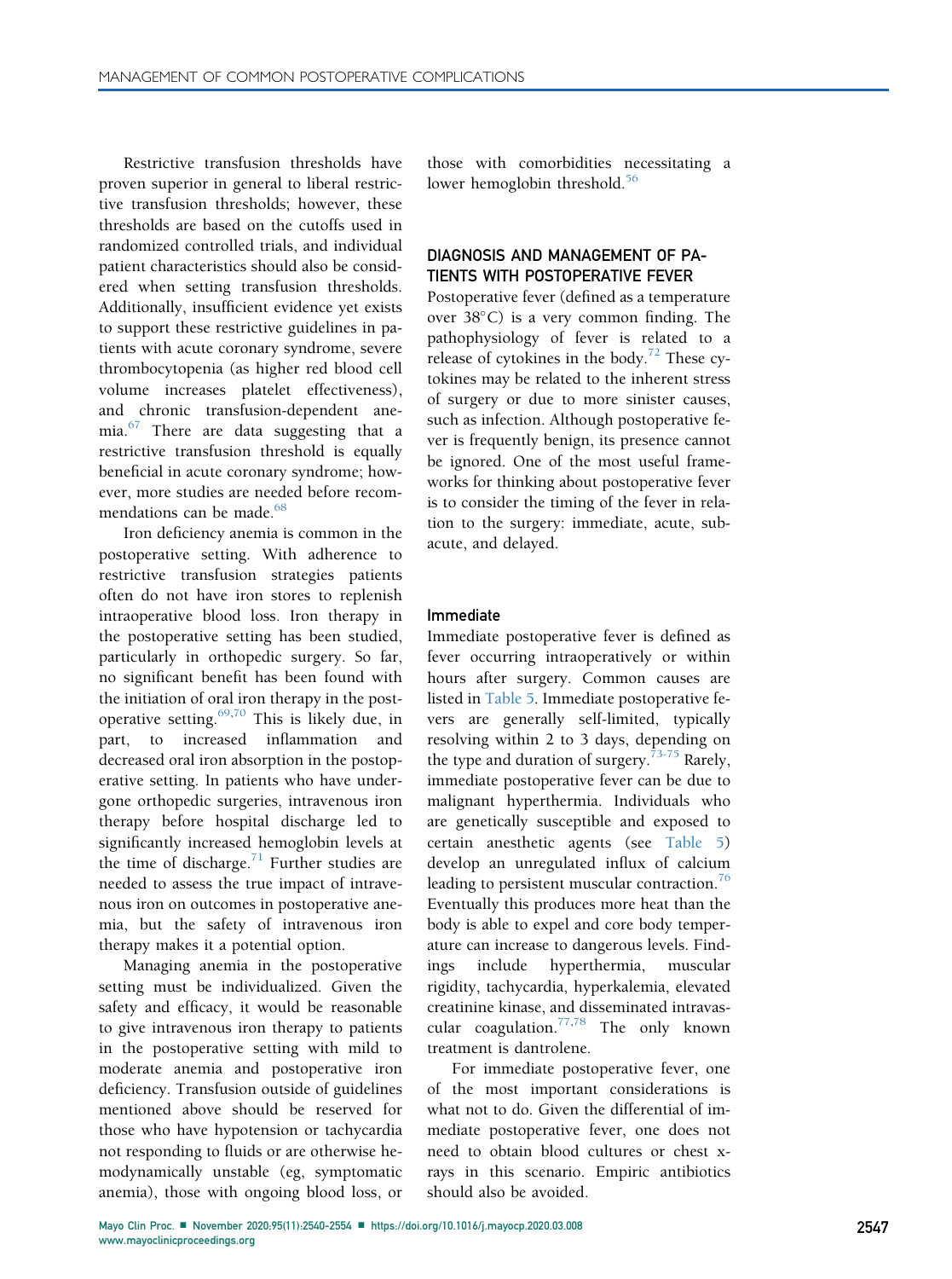Restrictive transfusion thresholds have proven superior in general to liberal restrictive transfusion thresholds; however, these thresholds are based on the cutoffs used in randomized controlled trials, and individual patient characteristics should also be considered when setting transfusion thresholds. Additionally, insufficient evidence yet exists to support these restrictive guidelines in patients with acute coronary syndrome, severe thrombocytopenia (as higher red blood cell volume increases platelet effectiveness), and chronic transfusion-dependent anemia.[67] There are data suggesting that a restrictive transfusion threshold is equally beneficial in acute coronary syndrome; however, more studies are needed before recommendations can be made.[68]

Iron deficiency anemia is common in the postoperative setting. With adherence to restrictive transfusion strategies patients often do not have iron stores to replenish intraoperative blood loss. Iron therapy in the postoperative setting has been studied, particularly in orthopedic surgery. So far, no significant benefit has been found with the initiation of oral iron therapy in the postoperative setting.[69,70] This is likely due, in part, to increased inflammation and decreased oral iron absorption in the postoperative setting. In patients who have undergone orthopedic surgeries, intravenous iron therapy before hospital discharge led to significantly increased hemoglobin levels at the time of discharge.[71] Further studies are needed to assess the true impact of intravenous iron on outcomes in postoperative anemia, but the safety of intravenous iron therapy makes it a potential option.

Managing anemia in the postoperative setting must be individualized. Given the safety and efficacy, it would be reasonable to give intravenous iron therapy to patients in the postoperative setting with mild to moderate anemia and postoperative iron deficiency. Transfusion outside of guidelines mentioned above should be reserved for those who have hypotension or tachycardia not responding to fluids or are otherwise hemodynamically unstable (eg, symptomatic anemia), those with ongoing blood loss, or those with comorbidities necessitating a lower hemoglobin threshold.[56]

## DIAGNOSIS AND MANAGEMENT OF PATIENTS WITH POSTOPERATIVE FEVER

Postoperative fever (defined as a temperature over 38°C) is a very common finding. The pathophysiology of fever is related to a release of cytokines in the body.[72] These cytokines may be related to the inherent stress of surgery or due to more sinister causes, such as infection. Although postoperative fever is frequently benign, its presence cannot be ignored. One of the most useful frameworks for thinking about postoperative fever is to consider the timing of the fever in relation to the surgery: immediate, acute, subacute, and delayed.

### Immediate

Immediate postoperative fever is defined as fever occurring intraoperatively or within hours after surgery. Common causes are listed in Table 5. Immediate postoperative fevers are generally self-limited, typically resolving within 2 to 3 days, depending on the type and duration of surgery.[73-75] Rarely, immediate postoperative fever can be due to malignant hyperthermia. Individuals who are genetically susceptible and exposed to certain anesthetic agents (see Table 5) develop an unregulated influx of calcium leading to persistent muscular contraction.[76] Eventually this produces more heat than the body is able to expel and core body temperature can increase to dangerous levels. Findings include hyperthermia, muscular rigidity, tachycardia, hyperkalemia, elevated creatinine kinase, and disseminated intravascular coagulation.[77,78] The only known treatment is dantrolene.

For immediate postoperative fever, one of the most important considerations is what not to do. Given the differential of immediate postoperative fever, one does not need to obtain blood cultures or chest x-rays in this scenario. Empiric antibiotics should also be avoided.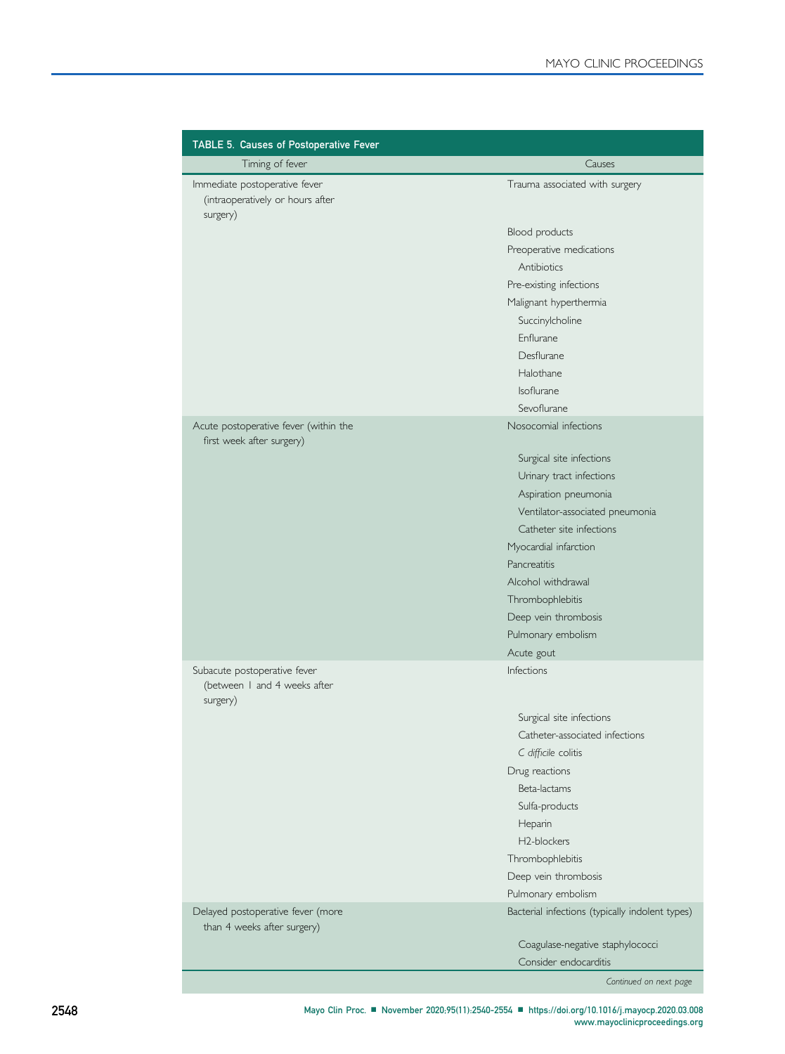**TABLE 5. Causes of Postoperative Fever**

| Timing of fever | Causes |
|---|---|
| Immediate postoperative fever (intraoperatively or hours after surgery) | Trauma associated with surgery |
| | Blood products |
| | Preoperative medications |
| | Antibiotics |
| | Pre-existing infections |
| | Malignant hyperthermia |
| | Succinylcholine |
| | Enflurane |
| | Desflurane |
| | Halothane |
| | Isoflurane |
| | Sevoflurane |
| Acute postoperative fever (within the first week after surgery) | Nosocomial infections |
| | Surgical site infections |
| | Urinary tract infections |
| | Aspiration pneumonia |
| | Ventilator-associated pneumonia |
| | Catheter site infections |
| | Myocardial infarction |
| | Pancreatitis |
| | Alcohol withdrawal |
| | Thrombophlebitis |
| | Deep vein thrombosis |
| | Pulmonary embolism |
| | Acute gout |
| Subacute postoperative fever (between 1 and 4 weeks after surgery) | Infections |
| | Surgical site infections |
| | Catheter-associated infections |
| | *C difficile* colitis |
| | Drug reactions |
| | Beta-lactams |
| | Sulfa-products |
| | Heparin |
| | H2-blockers |
| | Thrombophlebitis |
| | Deep vein thrombosis |
| | Pulmonary embolism |
| Delayed postoperative fever (more than 4 weeks after surgery) | Bacterial infections (typically indolent types) |
| | Coagulase-negative staphylococci |
| | Consider endocarditis |

*Continued on next page*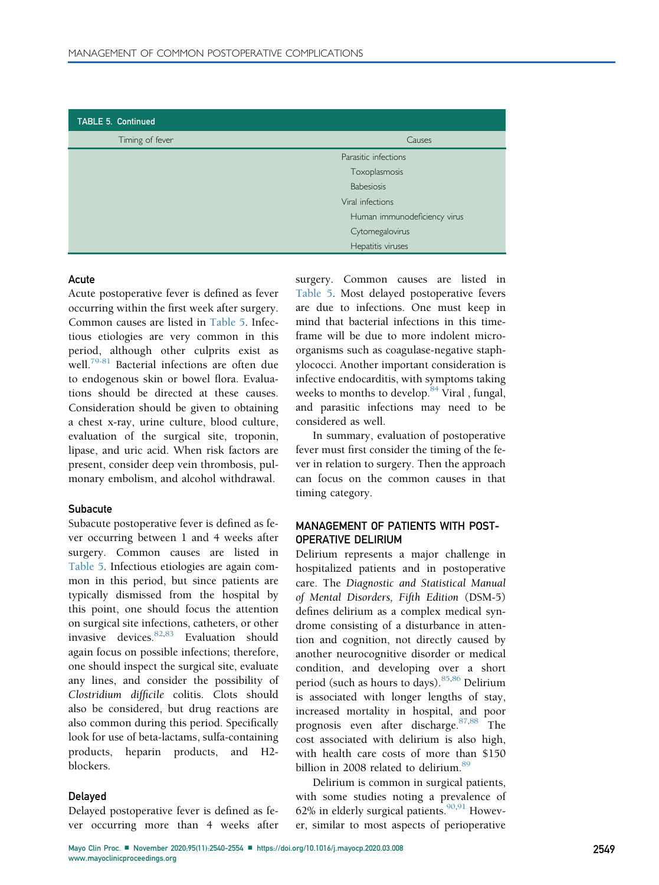**TABLE 5. Continued**

| Timing of fever | Causes |
|---|---|
| | Parasitic infections |
| | Toxoplasmosis |
| | Babesiosis |
| | Viral infections |
| | Human immunodeficiency virus |
| | Cytomegalovirus |
| | Hepatitis viruses |

### Acute

Acute postoperative fever is defined as fever occurring within the first week after surgery. Common causes are listed in Table 5. Infectious etiologies are very common in this period, although other culprits exist as well.[79-81] Bacterial infections are often due to endogenous skin or bowel flora. Evaluations should be directed at these causes. Consideration should be given to obtaining a chest x-ray, urine culture, blood culture, evaluation of the surgical site, troponin, lipase, and uric acid. When risk factors are present, consider deep vein thrombosis, pulmonary embolism, and alcohol withdrawal.

### Subacute

Subacute postoperative fever is defined as fever occurring between 1 and 4 weeks after surgery. Common causes are listed in Table 5. Infectious etiologies are again common in this period, but since patients are typically dismissed from the hospital by this point, one should focus the attention on surgical site infections, catheters, or other invasive devices.[82,83] Evaluation should again focus on possible infections; therefore, one should inspect the surgical site, evaluate any lines, and consider the possibility of *Clostridium difficile* colitis. Clots should also be considered, but drug reactions are also common during this period. Specifically look for use of beta-lactams, sulfa-containing products, heparin products, and H2-blockers.

### Delayed

Delayed postoperative fever is defined as fever occurring more than 4 weeks after surgery. Common causes are listed in Table 5. Most delayed postoperative fevers are due to infections. One must keep in mind that bacterial infections in this timeframe will be due to more indolent microorganisms such as coagulase-negative staphylococci. Another important consideration is infective endocarditis, with symptoms taking weeks to months to develop.[84] Viral , fungal, and parasitic infections may need to be considered as well.

In summary, evaluation of postoperative fever must first consider the timing of the fever in relation to surgery. Then the approach can focus on the common causes in that timing category.

## MANAGEMENT OF PATIENTS WITH POSTOPERATIVE DELIRIUM

Delirium represents a major challenge in hospitalized patients and in postoperative care. The *Diagnostic and Statistical Manual of Mental Disorders, Fifth Edition* (DSM-5) defines delirium as a complex medical syndrome consisting of a disturbance in attention and cognition, not directly caused by another neurocognitive disorder or medical condition, and developing over a short period (such as hours to days).[85,86] Delirium is associated with longer lengths of stay, increased mortality in hospital, and poor prognosis even after discharge.[87,88] The cost associated with delirium is also high, with health care costs of more than $150 billion in 2008 related to delirium.[89]

Delirium is common in surgical patients, with some studies noting a prevalence of 62% in elderly surgical patients.[90,91] However, similar to most aspects of perioperative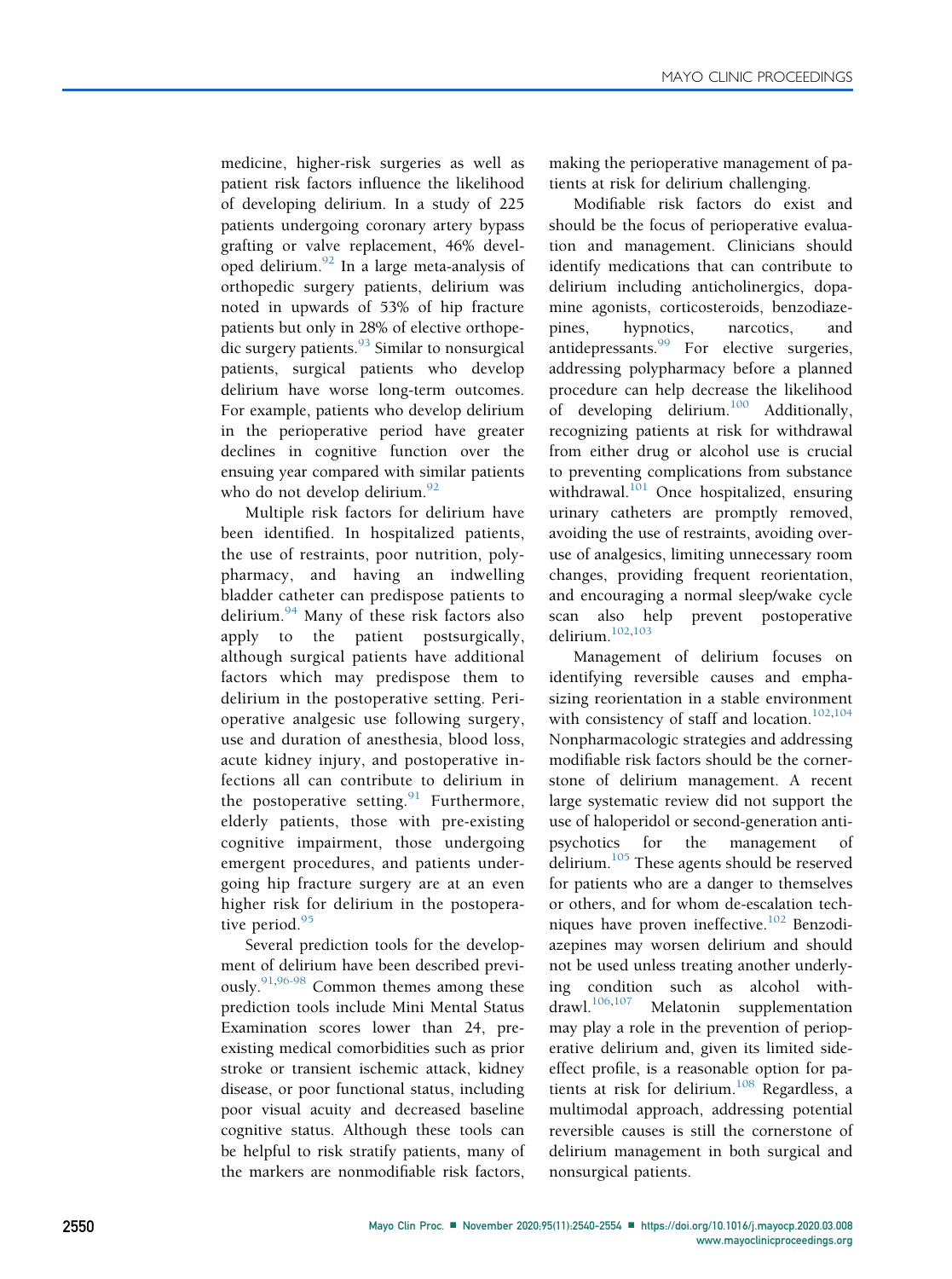medicine, higher-risk surgeries as well as patient risk factors influence the likelihood of developing delirium. In a study of 225 patients undergoing coronary artery bypass grafting or valve replacement, 46% developed delirium.[92] In a large meta-analysis of orthopedic surgery patients, delirium was noted in upwards of 53% of hip fracture patients but only in 28% of elective orthopedic surgery patients.[93] Similar to nonsurgical patients, surgical patients who develop delirium have worse long-term outcomes. For example, patients who develop delirium in the perioperative period have greater declines in cognitive function over the ensuing year compared with similar patients who do not develop delirium.[92]

Multiple risk factors for delirium have been identified. In hospitalized patients, the use of restraints, poor nutrition, polypharmacy, and having an indwelling bladder catheter can predispose patients to delirium.[94] Many of these risk factors also apply to the patient postsurgically, although surgical patients have additional factors which may predispose them to delirium in the postoperative setting. Perioperative analgesic use following surgery, use and duration of anesthesia, blood loss, acute kidney injury, and postoperative infections all can contribute to delirium in the postoperative setting.[91] Furthermore, elderly patients, those with pre-existing cognitive impairment, those undergoing emergent procedures, and patients undergoing hip fracture surgery are at an even higher risk for delirium in the postoperative period.[95]

Several prediction tools for the development of delirium have been described previously.[91,96-98] Common themes among these prediction tools include Mini Mental Status Examination scores lower than 24, pre-existing medical comorbidities such as prior stroke or transient ischemic attack, kidney disease, or poor functional status, including poor visual acuity and decreased baseline cognitive status. Although these tools can be helpful to risk stratify patients, many of the markers are nonmodifiable risk factors, making the perioperative management of patients at risk for delirium challenging.

Modifiable risk factors do exist and should be the focus of perioperative evaluation and management. Clinicians should identify medications that can contribute to delirium including anticholinergics, dopamine agonists, corticosteroids, benzodiazepines, hypnotics, narcotics, and antidepressants.[99] For elective surgeries, addressing polypharmacy before a planned procedure can help decrease the likelihood of developing delirium.[100] Additionally, recognizing patients at risk for withdrawal from either drug or alcohol use is crucial to preventing complications from substance withdrawal.[101] Once hospitalized, ensuring urinary catheters are promptly removed, avoiding the use of restraints, avoiding overuse of analgesics, limiting unnecessary room changes, providing frequent reorientation, and encouraging a normal sleep/wake cycle scan also help prevent postoperative delirium.[102,103]

Management of delirium focuses on identifying reversible causes and emphasizing reorientation in a stable environment with consistency of staff and location.[102,104] Nonpharmacologic strategies and addressing modifiable risk factors should be the cornerstone of delirium management. A recent large systematic review did not support the use of haloperidol or second-generation antipsychotics for the management of delirium.[105] These agents should be reserved for patients who are a danger to themselves or others, and for whom de-escalation techniques have proven ineffective.[102] Benzodiazepines may worsen delirium and should not be used unless treating another underlying condition such as alcohol withdrawl.[106,107] Melatonin supplementation may play a role in the prevention of perioperative delirium and, given its limited side-effect profile, is a reasonable option for patients at risk for delirium.[108] Regardless, a multimodal approach, addressing potential reversible causes is still the cornerstone of delirium management in both surgical and nonsurgical patients.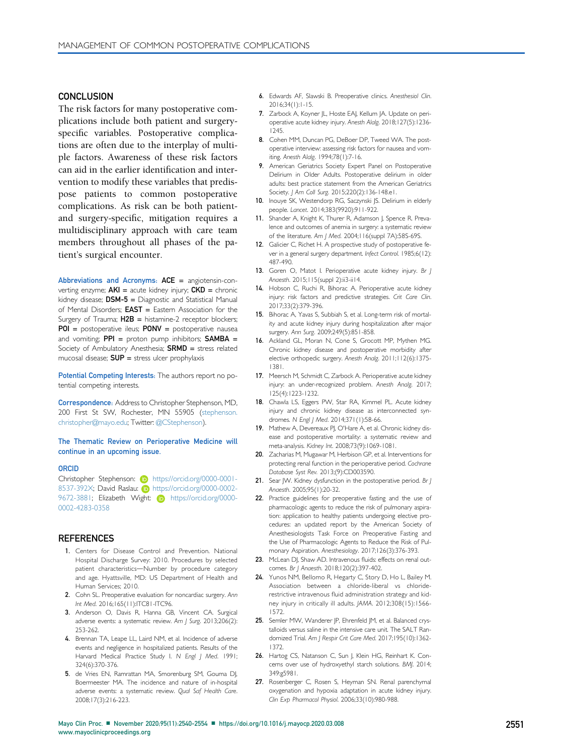## CONCLUSION

The risk factors for many postoperative complications include both patient and surgery-specific variables. Postoperative complications are often due to the interplay of multiple factors. Awareness of these risk factors can aid in the earlier identification and intervention to modify these variables that predispose patients to common postoperative complications. As risk can be both patient- and surgery-specific, mitigation requires a multidisciplinary approach with care team members throughout all phases of the patient's surgical encounter.

**Abbreviations and Acronyms:** **ACE** = angiotensin-converting enzyme; **AKI** = acute kidney injury; **CKD** = chronic kidney disease; **DSM-5** = Diagnostic and Statistical Manual of Mental Disorders; **EAST** = Eastern Association for the Surgery of Trauma; **H2B** = histamine-2 receptor blockers; **POI** = postoperative ileus; **PONV** = postoperative nausea and vomiting; **PPI** = proton pump inhibitors; **SAMBA** = Society of Ambulatory Anesthesia; **SRMD** = stress related mucosal disease; **SUP** = stress ulcer prophylaxis

**Potential Competing Interests:** The authors report no potential competing interests.

**Correspondence:** Address to Christopher Stephenson, MD, 200 First St SW, Rochester, MN 55905 (stephenson.christopher@mayo.edu; Twitter: @CStephenson).

**The Thematic Review on Perioperative Medicine will continue in an upcoming issue.**

**ORCID**

Christopher Stephenson: https://orcid.org/0000-0001-8537-392X; David Raslau: https://orcid.org/0000-0002-9672-3881; Elizabeth Wight: https://orcid.org/0000-0002-4283-0358

## REFERENCES

1. Centers for Disease Control and Prevention. National Hospital Discharge Survey: 2010. Procedures by selected patient characteristics—Number by procedure category and age. Hyattsville, MD: US Department of Health and Human Services; 2010.
2. Cohn SL. Preoperative evaluation for noncardiac surgery. *Ann Int Med*. 2016;165(11):ITC81-ITC96.
3. Anderson O, Davis R, Hanna GB, Vincent CA. Surgical adverse events: a systematic review. *Am J Surg*. 2013;206(2):253-262.
4. Brennan TA, Leape LL, Laird NM, et al. Incidence of adverse events and negligence in hospitalized patients. Results of the Harvard Medical Practice Study I. *N Engl J Med*. 1991;324(6):370-376.
5. de Vries EN, Ramrattan MA, Smorenburg SM, Gouma DJ, Boermeester MA. The incidence and nature of in-hospital adverse events: a systematic review. *Qual Saf Health Care*. 2008;17(3):216-223.
6. Edwards AF, Slawski B. Preoperative clinics. *Anesthesiol Clin*. 2016;34(1):1-15.
7. Zarbock A, Koyner JL, Hoste EAJ, Kellum JA. Update on perioperative acute kidney injury. *Anesth Analg*. 2018;127(5):1236-1245.
8. Cohen MM, Duncan PG, DeBoer DP, Tweed WA. The postoperative interview: assessing risk factors for nausea and vomiting. *Anesth Analg*. 1994;78(1):7-16.
9. American Geriatrics Society Expert Panel on Postoperative Delirium in Older Adults. Postoperative delirium in older adults: best practice statement from the American Geriatrics Society. *J Am Coll Surg*. 2015;220(2):136-148.e1.
10. Inouye SK, Westendorp RG, Saczynski JS. Delirium in elderly people. *Lancet*. 2014;383(9920):911-922.
11. Shander A, Knight K, Thurer R, Adamson J, Spence R. Prevalence and outcomes of anemia in surgery: a systematic review of the literature. *Am J Med*. 2004;116(suppl 7A):58S-69S.
12. Galicier C, Richet H. A prospective study of postoperative fever in a general surgery department. *Infect Control*. 1985;6(12):487-490.
13. Goren O, Matot I. Perioperative acute kidney injury. *Br J Anaesth*. 2015;115(suppl 2):ii3-ii14.
14. Hobson C, Ruchi R, Bihorac A. Perioperative acute kidney injury: risk factors and predictive strategies. *Crit Care Clin*. 2017;33(2):379-396.
15. Bihorac A, Yavas S, Subbiah S, et al. Long-term risk of mortality and acute kidney injury during hospitalization after major surgery. *Ann Surg*. 2009;249(5):851-858.
16. Ackland GL, Moran N, Cone S, Grocott MP, Mythen MG. Chronic kidney disease and postoperative morbidity after elective orthopedic surgery. *Anesth Analg*. 2011;112(6):1375-1381.
17. Meersch M, Schmidt C, Zarbock A. Perioperative acute kidney injury: an under-recognized problem. *Anesth Analg*. 2017;125(4):1223-1232.
18. Chawla LS, Eggers PW, Star RA, Kimmel PL. Acute kidney injury and chronic kidney disease as interconnected syndromes. *N Engl J Med*. 2014;371(1):58-66.
19. Mathew A, Devereaux PJ, O'Hare A, et al. Chronic kidney disease and postoperative mortality: a systematic review and meta-analysis. *Kidney Int*. 2008;73(9):1069-1081.
20. Zacharias M, Mugawar M, Herbison GP, et al. Interventions for protecting renal function in the perioperative period. *Cochrane Database Syst Rev*. 2013;(9):CD003590.
21. Sear JW. Kidney dysfunction in the postoperative period. *Br J Anaesth*. 2005;95(1):20-32.
22. Practice guidelines for preoperative fasting and the use of pharmacologic agents to reduce the risk of pulmonary aspiration: application to healthy patients undergoing elective procedures: an updated report by the American Society of Anesthesiologists Task Force on Preoperative Fasting and the Use of Pharmacologic Agents to Reduce the Risk of Pulmonary Aspiration. *Anesthesiology*. 2017;126(3):376-393.
23. McLean DJ, Shaw AD. Intravenous fluids: effects on renal outcomes. *Br J Anaesth*. 2018;120(2):397-402.
24. Yunos NM, Bellomo R, Hegarty C, Story D, Ho L, Bailey M. Association between a chloride-liberal vs chloride-restrictive intravenous fluid administration strategy and kidney injury in critically ill adults. *JAMA*. 2012;308(15):1566-1572.
25. Semler MW, Wanderer JP, Ehrenfeld JM, et al. Balanced crystalloids versus saline in the intensive care unit. The SALT Randomized Trial. *Am J Respir Crit Care Med*. 2017;195(10):1362-1372.
26. Hartog CS, Natanson C, Sun J, Klein HG, Reinhart K. Concerns over use of hydroxyethyl starch solutions. *BMJ*. 2014;349:g5981.
27. Rosenberger C, Rosen S, Heyman SN. Renal parenchymal oxygenation and hypoxia adaptation in acute kidney injury. *Clin Exp Pharmacol Physiol*. 2006;33(10):980-988.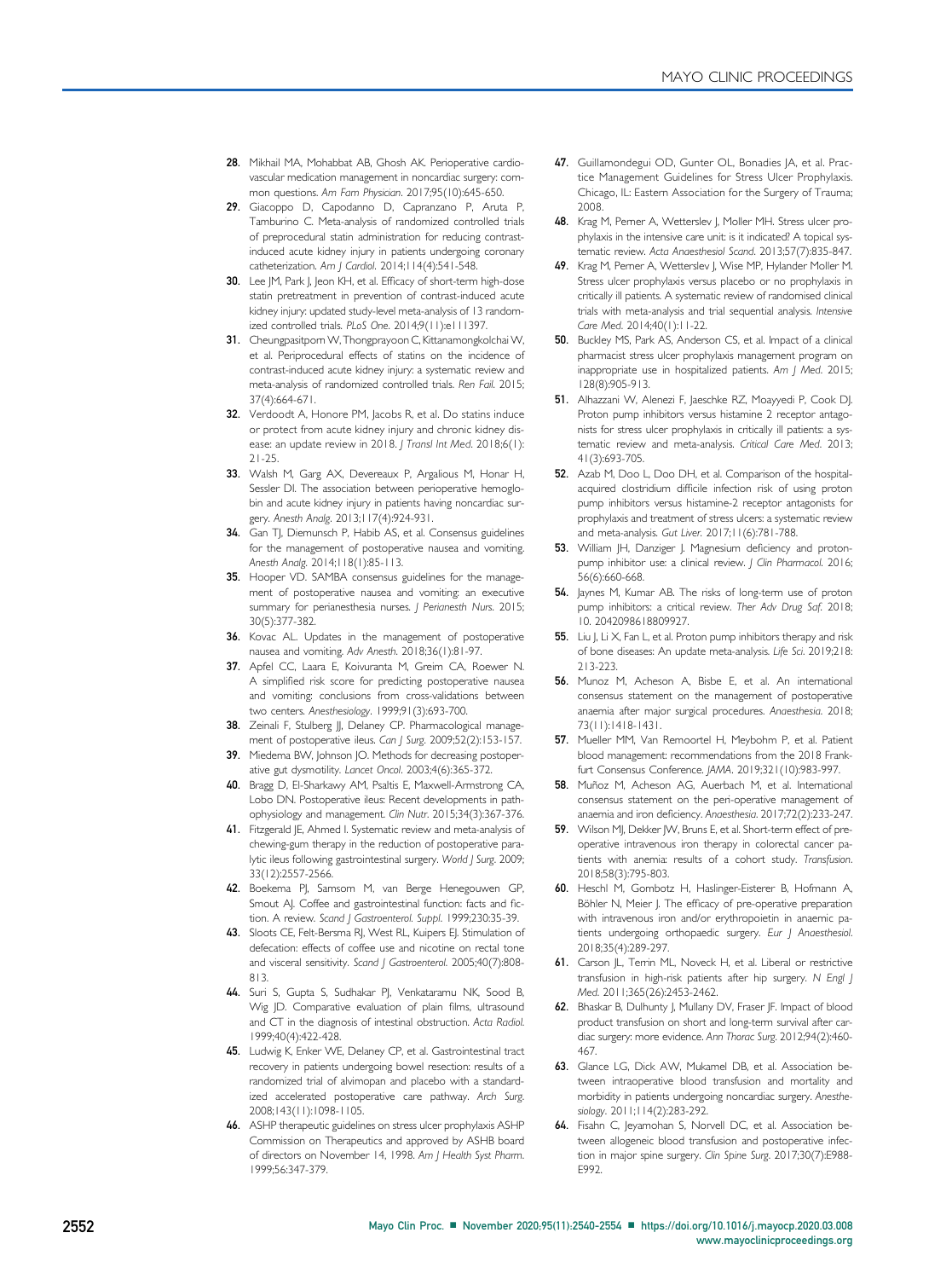28. Mikhail MA, Mohabbat AB, Ghosh AK. Perioperative cardiovascular medication management in noncardiac surgery: common questions. *Am Fam Physician*. 2017;95(10):645-650.
29. Giacoppo D, Capodanno D, Capranzano P, Aruta P, Tamburino C. Meta-analysis of randomized controlled trials of preprocedural statin administration for reducing contrast-induced acute kidney injury in patients undergoing coronary catheterization. *Am J Cardiol*. 2014;114(4):541-548.
30. Lee JM, Park J, Jeon KH, et al. Efficacy of short-term high-dose statin pretreatment in prevention of contrast-induced acute kidney injury: updated study-level meta-analysis of 13 randomized controlled trials. *PLoS One*. 2014;9(11):e111397.
31. Cheungpasitporn W, Thongprayoon C, Kittanamongkolchai W, et al. Periprocedural effects of statins on the incidence of contrast-induced acute kidney injury: a systematic review and meta-analysis of randomized controlled trials. *Ren Fail*. 2015;37(4):664-671.
32. Verdoodt A, Honore PM, Jacobs R, et al. Do statins induce or protect from acute kidney injury and chronic kidney disease: an update review in 2018. *J Transl Int Med*. 2018;6(1):21-25.
33. Walsh M, Garg AX, Devereaux P, Argalious M, Honar H, Sessler DI. The association between perioperative hemoglobin and acute kidney injury in patients having noncardiac surgery. *Anesth Analg*. 2013;117(4):924-931.
34. Gan TJ, Diemunsch P, Habib AS, et al. Consensus guidelines for the management of postoperative nausea and vomiting. *Anesth Analg*. 2014;118(1):85-113.
35. Hooper VD. SAMBA consensus guidelines for the management of postoperative nausea and vomiting: an executive summary for perianesthesia nurses. *J Perianesth Nurs*. 2015;30(5):377-382.
36. Kovac AL. Updates in the management of postoperative nausea and vomiting. *Adv Anesth*. 2018;36(1):81-97.
37. Apfel CC, Laara E, Koivuranta M, Greim CA, Roewer N. A simplified risk score for predicting postoperative nausea and vomiting: conclusions from cross-validations between two centers. *Anesthesiology*. 1999;91(3):693-700.
38. Zeinali F, Stulberg JJ, Delaney CP. Pharmacological management of postoperative ileus. *Can J Surg*. 2009;52(2):153-157.
39. Miedema BW, Johnson JO. Methods for decreasing postoperative gut dysmotility. *Lancet Oncol*. 2003;4(6):365-372.
40. Bragg D, El-Sharkawy AM, Psaltis E, Maxwell-Armstrong CA, Lobo DN. Postoperative ileus: Recent developments in pathophysiology and management. *Clin Nutr*. 2015;34(3):367-376.
41. Fitzgerald JE, Ahmed I. Systematic review and meta-analysis of chewing-gum therapy in the reduction of postoperative paralytic ileus following gastrointestinal surgery. *World J Surg*. 2009;33(12):2557-2566.
42. Boekema PJ, Samsom M, van Berge Henegouwen GP, Smout AJ. Coffee and gastrointestinal function: facts and fiction. A review. *Scand J Gastroenterol. Suppl*. 1999;230:35-39.
43. Sloots CE, Felt-Bersma RJ, West RL, Kuipers EJ. Stimulation of defecation: effects of coffee use and nicotine on rectal tone and visceral sensitivity. *Scand J Gastroenterol*. 2005;40(7):808-813.
44. Suri S, Gupta S, Sudhakar PJ, Venkataramu NK, Sood B, Wig JD. Comparative evaluation of plain films, ultrasound and CT in the diagnosis of intestinal obstruction. *Acta Radiol*. 1999;40(4):422-428.
45. Ludwig K, Enker WE, Delaney CP, et al. Gastrointestinal tract recovery in patients undergoing bowel resection: results of a randomized trial of alvimopan and placebo with a standardized accelerated postoperative care pathway. *Arch Surg*. 2008;143(11):1098-1105.
46. ASHP therapeutic guidelines on stress ulcer prophylaxis ASHP Commission on Therapeutics and approved by ASHB board of directors on November 14, 1998. *Am J Health Syst Pharm*. 1999;56:347-379.
47. Guillamondegui OD, Gunter OL, Bonadies JA, et al. Practice Management Guidelines for Stress Ulcer Prophylaxis. Chicago, IL: Eastern Association for the Surgery of Trauma; 2008.
48. Krag M, Perner A, Wetterslev J, Moller MH. Stress ulcer prophylaxis in the intensive care unit: is it indicated? A topical systematic review. *Acta Anaesthesiol Scand*. 2013;57(7):835-847.
49. Krag M, Perner A, Wetterslev J, Wise MP, Hylander Moller M. Stress ulcer prophylaxis versus placebo or no prophylaxis in critically ill patients. A systematic review of randomised clinical trials with meta-analysis and trial sequential analysis. *Intensive Care Med*. 2014;40(1):11-22.
50. Buckley MS, Park AS, Anderson CS, et al. Impact of a clinical pharmacist stress ulcer prophylaxis management program on inappropriate use in hospitalized patients. *Am J Med*. 2015;128(8):905-913.
51. Alhazzani W, Alenezi F, Jaeschke RZ, Moayyedi P, Cook DJ. Proton pump inhibitors versus histamine 2 receptor antagonists for stress ulcer prophylaxis in critically ill patients: a systematic review and meta-analysis. *Critical Care Med*. 2013;41(3):693-705.
52. Azab M, Doo L, Doo DH, et al. Comparison of the hospital-acquired clostridium difficile infection risk of using proton pump inhibitors versus histamine-2 receptor antagonists for prophylaxis and treatment of stress ulcers: a systematic review and meta-analysis. *Gut Liver*. 2017;11(6):781-788.
53. William JH, Danziger J. Magnesium deficiency and proton-pump inhibitor use: a clinical review. *J Clin Pharmacol*. 2016;56(6):660-668.
54. Jaynes M, Kumar AB. The risks of long-term use of proton pump inhibitors: a critical review. *Ther Adv Drug Saf*. 2018;10. 2042098618809927.
55. Liu J, Li X, Fan L, et al. Proton pump inhibitors therapy and risk of bone diseases: An update meta-analysis. *Life Sci*. 2019;218:213-223.
56. Munoz M, Acheson A, Bisbe E, et al. An international consensus statement on the management of postoperative anaemia after major surgical procedures. *Anaesthesia*. 2018;73(11):1418-1431.
57. Mueller MM, Van Remoortel H, Meybohm P, et al. Patient blood management: recommendations from the 2018 Frankfurt Consensus Conference. *JAMA*. 2019;321(10):983-997.
58. Muñoz M, Acheson AG, Auerbach M, et al. International consensus statement on the peri-operative management of anaemia and iron deficiency. *Anaesthesia*. 2017;72(2):233-247.
59. Wilson MJ, Dekker JW, Bruns E, et al. Short-term effect of preoperative intravenous iron therapy in colorectal cancer patients with anemia: results of a cohort study. *Transfusion*. 2018;58(3):795-803.
60. Heschl M, Gombotz H, Haslinger-Eisterer B, Hofmann A, Böhler N, Meier J. The efficacy of pre-operative preparation with intravenous iron and/or erythropoietin in anaemic patients undergoing orthopaedic surgery. *Eur J Anaesthesiol*. 2018;35(4):289-297.
61. Carson JL, Terrin ML, Noveck H, et al. Liberal or restrictive transfusion in high-risk patients after hip surgery. *N Engl J Med*. 2011;365(26):2453-2462.
62. Bhaskar B, Dulhunty J, Mullany DV, Fraser JF. Impact of blood product transfusion on short and long-term survival after cardiac surgery: more evidence. *Ann Thorac Surg*. 2012;94(2):460-467.
63. Glance LG, Dick AW, Mukamel DB, et al. Association between intraoperative blood transfusion and mortality and morbidity in patients undergoing noncardiac surgery. *Anesthesiology*. 2011;114(2):283-292.
64. Fisahn C, Jeyamohan S, Norvell DC, et al. Association between allogeneic blood transfusion and postoperative infection in major spine surgery. *Clin Spine Surg*. 2017;30(7):E988-E992.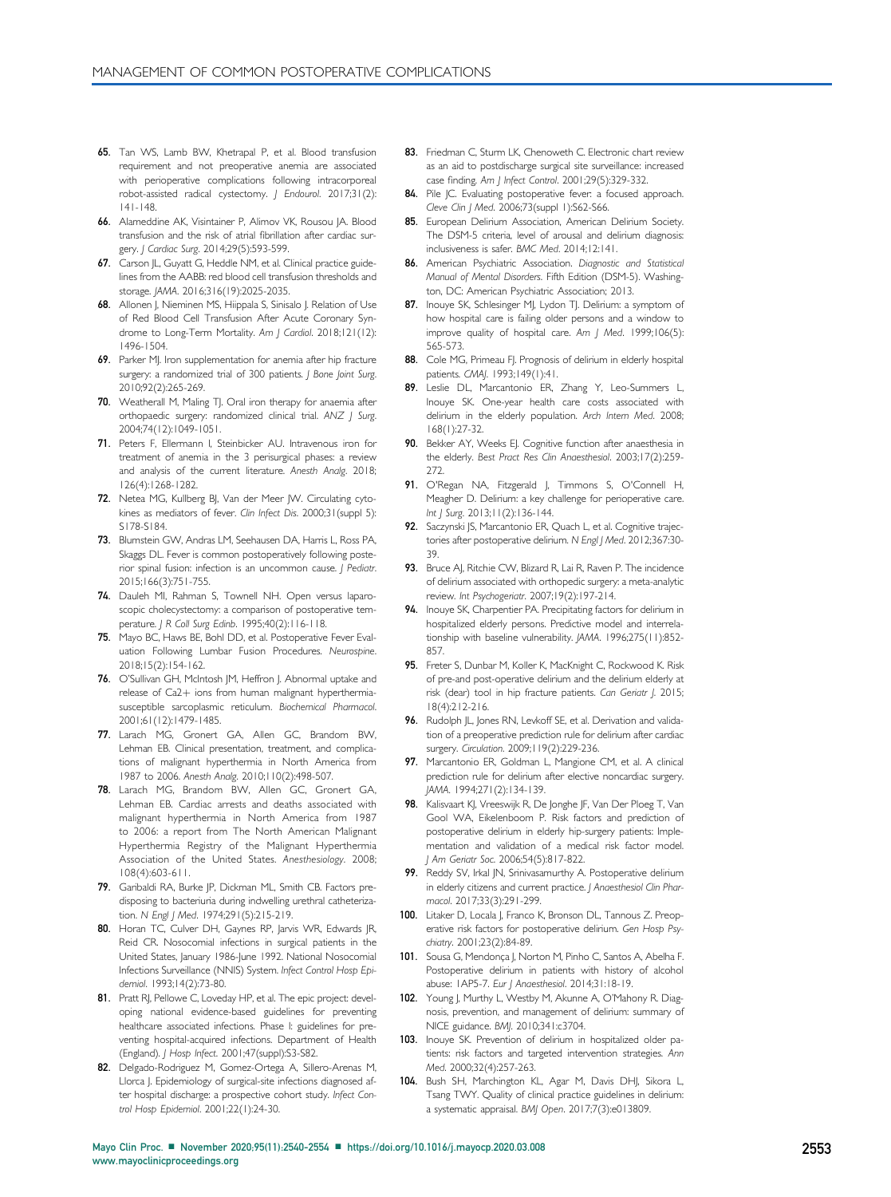65. Tan WS, Lamb BW, Khetrapal P, et al. Blood transfusion requirement and not preoperative anemia are associated with perioperative complications following intracorporeal robot-assisted radical cystectomy. *J Endourol*. 2017;31(2): 141-148.
66. Alameddine AK, Visintainer P, Alimov VK, Rousou JA. Blood transfusion and the risk of atrial fibrillation after cardiac surgery. *J Cardiac Surg*. 2014;29(5):593-599.
67. Carson JL, Guyatt G, Heddle NM, et al. Clinical practice guidelines from the AABB: red blood cell transfusion thresholds and storage. *JAMA*. 2016;316(19):2025-2035.
68. Allonen J, Nieminen MS, Hiippala S, Sinisalo J. Relation of Use of Red Blood Cell Transfusion After Acute Coronary Syndrome to Long-Term Mortality. *Am J Cardiol*. 2018;121(12): 1496-1504.
69. Parker MJ. Iron supplementation for anemia after hip fracture surgery: a randomized trial of 300 patients. *J Bone Joint Surg*. 2010;92(2):265-269.
70. Weatherall M, Maling TJ. Oral iron therapy for anaemia after orthopaedic surgery: randomized clinical trial. *ANZ J Surg*. 2004;74(12):1049-1051.
71. Peters F, Ellermann I, Steinbicker AU. Intravenous iron for treatment of anemia in the 3 perisurgical phases: a review and analysis of the current literature. *Anesth Analg*. 2018; 126(4):1268-1282.
72. Netea MG, Kullberg BJ, Van der Meer JW. Circulating cytokines as mediators of fever. *Clin Infect Dis*. 2000;31(suppl 5): S178-S184.
73. Blumstein GW, Andras LM, Seehausen DA, Harris L, Ross PA, Skaggs DL. Fever is common postoperatively following posterior spinal fusion: infection is an uncommon cause. *J Pediatr*. 2015;166(3):751-755.
74. Dauleh MI, Rahman S, Townell NH. Open versus laparoscopic cholecystectomy: a comparison of postoperative temperature. *J R Coll Surg Edinb*. 1995;40(2):116-118.
75. Mayo BC, Haws BE, Bohl DD, et al. Postoperative Fever Evaluation Following Lumbar Fusion Procedures. *Neurospine*. 2018;15(2):154-162.
76. O'Sullivan GH, McIntosh JM, Heffron J. Abnormal uptake and release of Ca2+ ions from human malignant hyperthermia-susceptible sarcoplasmic reticulum. *Biochemical Pharmacol*. 2001;61(12):1479-1485.
77. Larach MG, Gronert GA, Allen GC, Brandom BW, Lehman EB. Clinical presentation, treatment, and complications of malignant hyperthermia in North America from 1987 to 2006. *Anesth Analg*. 2010;110(2):498-507.
78. Larach MG, Brandom BW, Allen GC, Gronert GA, Lehman EB. Cardiac arrests and deaths associated with malignant hyperthermia in North America from 1987 to 2006: a report from The North American Malignant Hyperthermia Registry of the Malignant Hyperthermia Association of the United States. *Anesthesiology*. 2008; 108(4):603-611.
79. Garibaldi RA, Burke JP, Dickman ML, Smith CB. Factors predisposing to bacteriuria during indwelling urethral catheterization. *N Engl J Med*. 1974;291(5):215-219.
80. Horan TC, Culver DH, Gaynes RP, Jarvis WR, Edwards JR, Reid CR. Nosocomial infections in surgical patients in the United States, January 1986-June 1992. National Nosocomial Infections Surveillance (NNIS) System. *Infect Control Hosp Epidemiol*. 1993;14(2):73-80.
81. Pratt RJ, Pellowe C, Loveday HP, et al. The epic project: developing national evidence-based guidelines for preventing healthcare associated infections. Phase I: guidelines for preventing hospital-acquired infections. Department of Health (England). *J Hosp Infect*. 2001;47(suppl):S3-S82.
82. Delgado-Rodriguez M, Gomez-Ortega A, Sillero-Arenas M, Llorca J. Epidemiology of surgical-site infections diagnosed after hospital discharge: a prospective cohort study. *Infect Control Hosp Epidemiol*. 2001;22(1):24-30.
83. Friedman C, Sturm LK, Chenoweth C. Electronic chart review as an aid to postdischarge surgical site surveillance: increased case finding. *Am J Infect Control*. 2001;29(5):329-332.
84. Pile JC. Evaluating postoperative fever: a focused approach. *Cleve Clin J Med*. 2006;73(suppl 1):S62-S66.
85. European Delirium Association, American Delirium Society. The DSM-5 criteria, level of arousal and delirium diagnosis: inclusiveness is safer. *BMC Med*. 2014;12:141.
86. American Psychiatric Association. *Diagnostic and Statistical Manual of Mental Disorders*. Fifth Edition (DSM-5). Washington, DC: American Psychiatric Association; 2013.
87. Inouye SK, Schlesinger MJ, Lydon TJ. Delirium: a symptom of how hospital care is failing older persons and a window to improve quality of hospital care. *Am J Med*. 1999;106(5): 565-573.
88. Cole MG, Primeau FJ. Prognosis of delirium in elderly hospital patients. *CMAJ*. 1993;149(1):41.
89. Leslie DL, Marcantonio ER, Zhang Y, Leo-Summers L, Inouye SK. One-year health care costs associated with delirium in the elderly population. *Arch Intern Med*. 2008; 168(1):27-32.
90. Bekker AY, Weeks EJ. Cognitive function after anaesthesia in the elderly. *Best Pract Res Clin Anaesthesiol*. 2003;17(2):259-272.
91. O'Regan NA, Fitzgerald J, Timmons S, O'Connell H, Meagher D. Delirium: a key challenge for perioperative care. *Int J Surg*. 2013;11(2):136-144.
92. Saczynski JS, Marcantonio ER, Quach L, et al. Cognitive trajectories after postoperative delirium. *N Engl J Med*. 2012;367:30-39.
93. Bruce AJ, Ritchie CW, Blizard R, Lai R, Raven P. The incidence of delirium associated with orthopedic surgery: a meta-analytic review. *Int Psychogeriatr*. 2007;19(2):197-214.
94. Inouye SK, Charpentier PA. Precipitating factors for delirium in hospitalized elderly persons. Predictive model and interrelationship with baseline vulnerability. *JAMA*. 1996;275(11):852-857.
95. Freter S, Dunbar M, Koller K, MacKnight C, Rockwood K. Risk of pre-and post-operative delirium and the delirium elderly at risk (dear) tool in hip fracture patients. *Can Geriatr J*. 2015; 18(4):212-216.
96. Rudolph JL, Jones RN, Levkoff SE, et al. Derivation and validation of a preoperative prediction rule for delirium after cardiac surgery. *Circulation*. 2009;119(2):229-236.
97. Marcantonio ER, Goldman L, Mangione CM, et al. A clinical prediction rule for delirium after elective noncardiac surgery. *JAMA*. 1994;271(2):134-139.
98. Kalisvaart KJ, Vreeswijk R, De Jonghe JF, Van Der Ploeg T, Van Gool WA, Eikelenboom P. Risk factors and prediction of postoperative delirium in elderly hip-surgery patients: Implementation and validation of a medical risk factor model. *J Am Geriatr Soc*. 2006;54(5):817-822.
99. Reddy SV, Irkal JN, Srinivasamurthy A. Postoperative delirium in elderly citizens and current practice. *J Anaesthesiol Clin Pharmacol*. 2017;33(3):291-299.
100. Litaker D, Locala J, Franco K, Bronson DL, Tannous Z. Preoperative risk factors for postoperative delirium. *Gen Hosp Psychiatry*. 2001;23(2):84-89.
101. Sousa G, Mendonça J, Norton M, Pinho C, Santos A, Abelha F. Postoperative delirium in patients with history of alcohol abuse: 1AP5-7. *Eur J Anaesthesiol*. 2014;31:18-19.
102. Young J, Murthy L, Westby M, Akunne A, O'Mahony R. Diagnosis, prevention, and management of delirium: summary of NICE guidance. *BMJ*. 2010;341:c3704.
103. Inouye SK. Prevention of delirium in hospitalized older patients: risk factors and targeted intervention strategies. *Ann Med*. 2000;32(4):257-263.
104. Bush SH, Marchington KL, Agar M, Davis DHJ, Sikora L, Tsang TWY. Quality of clinical practice guidelines in delirium: a systematic appraisal. *BMJ Open*. 2017;7(3):e013809.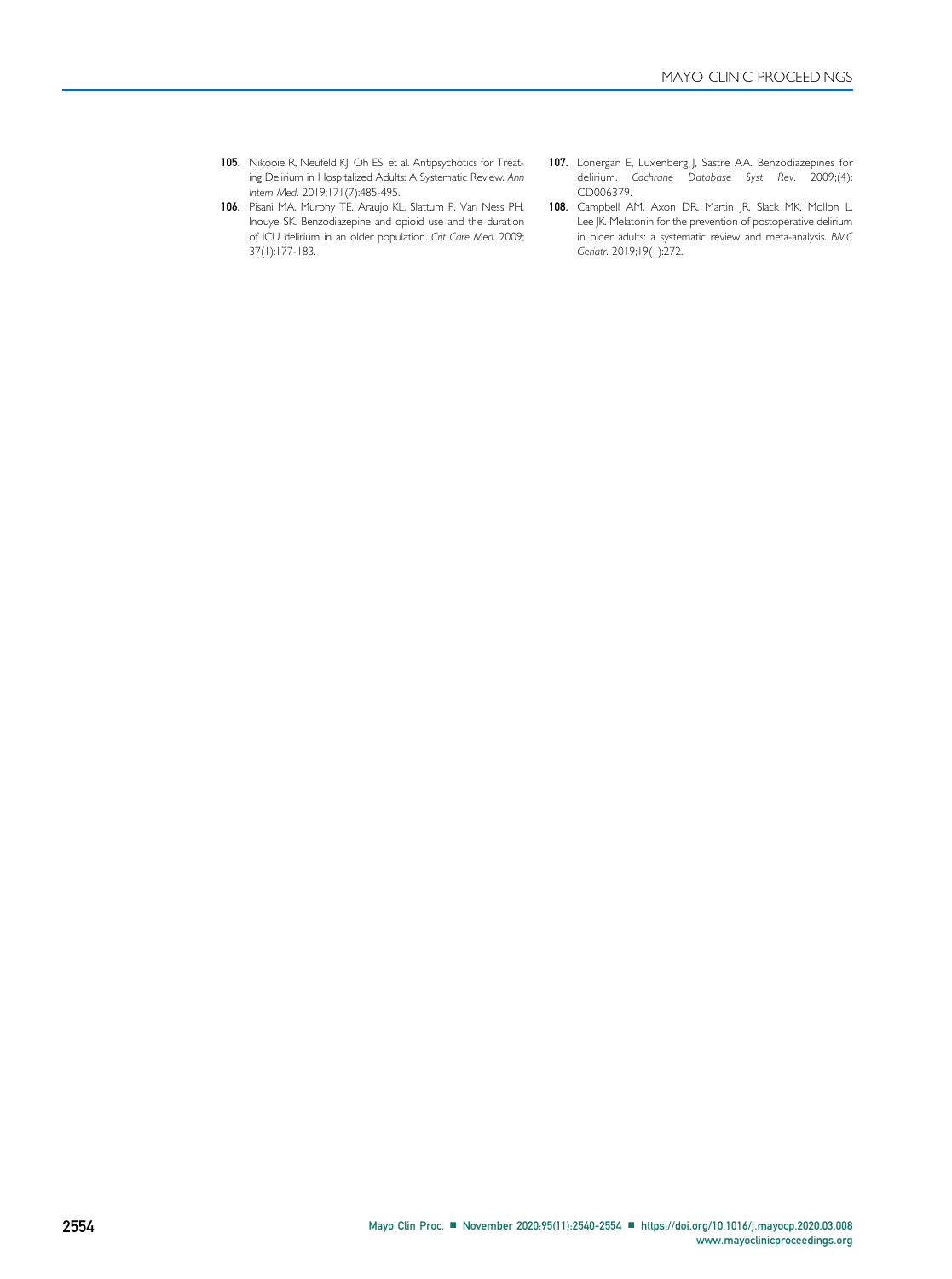105. Nikooie R, Neufeld KJ, Oh ES, et al. Antipsychotics for Treating Delirium in Hospitalized Adults: A Systematic Review. *Ann Intern Med*. 2019;171(7):485-495.
106. Pisani MA, Murphy TE, Araujo KL, Slattum P, Van Ness PH, Inouye SK. Benzodiazepine and opioid use and the duration of ICU delirium in an older population. *Crit Care Med*. 2009; 37(1):177-183.
107. Lonergan E, Luxenberg J, Sastre AA. Benzodiazepines for delirium. *Cochrane Database Syst Rev*. 2009;(4): CD006379.
108. Campbell AM, Axon DR, Martin JR, Slack MK, Mollon L, Lee JK. Melatonin for the prevention of postoperative delirium in older adults: a systematic review and meta-analysis. *BMC Geriatr*. 2019;19(1):272.